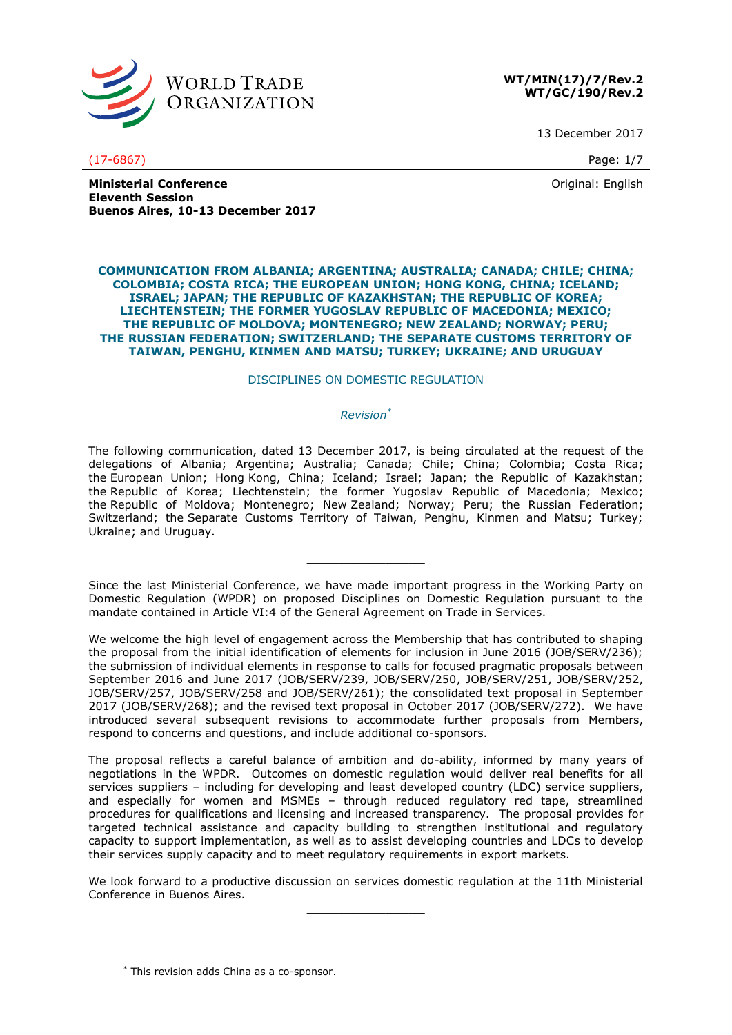**WT/MIN(17)/7/Rev.2**
**WT/GC/190/Rev.2**

13 December 2017

(17-6867)

Original: English

**Ministerial Conference**
**Eleventh Session**
**Buenos Aires, 10-13 December 2017**

## COMMUNICATION FROM ALBANIA; ARGENTINA; AUSTRALIA; CANADA; CHILE; CHINA; COLOMBIA; COSTA RICA; THE EUROPEAN UNION; HONG KONG, CHINA; ICELAND; ISRAEL; JAPAN; THE REPUBLIC OF KAZAKHSTAN; THE REPUBLIC OF KOREA; LIECHTENSTEIN; THE FORMER YUGOSLAV REPUBLIC OF MACEDONIA; MEXICO; THE REPUBLIC OF MOLDOVA; MONTENEGRO; NEW ZEALAND; NORWAY; PERU; THE RUSSIAN FEDERATION; SWITZERLAND; THE SEPARATE CUSTOMS TERRITORY OF TAIWAN, PENGHU, KINMEN AND MATSU; TURKEY; UKRAINE; AND URUGUAY

DISCIPLINES ON DOMESTIC REGULATION

*Revision*[*]

The following communication, dated 13 December 2017, is being circulated at the request of the delegations of Albania; Argentina; Australia; Canada; Chile; China; Colombia; Costa Rica; the European Union; Hong Kong, China; Iceland; Israel; Japan; the Republic of Kazakhstan; the Republic of Korea; Liechtenstein; the former Yugoslav Republic of Macedonia; Mexico; the Republic of Moldova; Montenegro; New Zealand; Norway; Peru; the Russian Federation; Switzerland; the Separate Customs Territory of Taiwan, Penghu, Kinmen and Matsu; Turkey; Ukraine; and Uruguay.

---

Since the last Ministerial Conference, we have made important progress in the Working Party on Domestic Regulation (WPDR) on proposed Disciplines on Domestic Regulation pursuant to the mandate contained in Article VI:4 of the General Agreement on Trade in Services.

We welcome the high level of engagement across the Membership that has contributed to shaping the proposal from the initial identification of elements for inclusion in June 2016 (JOB/SERV/236); the submission of individual elements in response to calls for focused pragmatic proposals between September 2016 and June 2017 (JOB/SERV/239, JOB/SERV/250, JOB/SERV/251, JOB/SERV/252, JOB/SERV/257, JOB/SERV/258 and JOB/SERV/261); the consolidated text proposal in September 2017 (JOB/SERV/268); and the revised text proposal in October 2017 (JOB/SERV/272). We have introduced several subsequent revisions to accommodate further proposals from Members, respond to concerns and questions, and include additional co-sponsors.

The proposal reflects a careful balance of ambition and do-ability, informed by many years of negotiations in the WPDR. Outcomes on domestic regulation would deliver real benefits for all services suppliers – including for developing and least developed country (LDC) service suppliers, and especially for women and MSMEs – through reduced regulatory red tape, streamlined procedures for qualifications and licensing and increased transparency. The proposal provides for targeted technical assistance and capacity building to strengthen institutional and regulatory capacity to support implementation, as well as to assist developing countries and LDCs to develop their services supply capacity and to meet regulatory requirements in export markets.

We look forward to a productive discussion on services domestic regulation at the 11th Ministerial Conference in Buenos Aires.

---

[*] This revision adds China as a co-sponsor.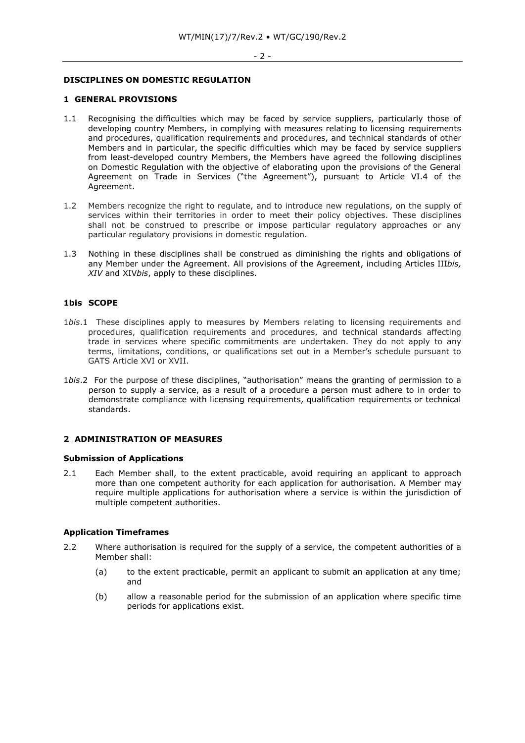## DISCIPLINES ON DOMESTIC REGULATION

### 1 GENERAL PROVISIONS

1.1 Recognising the difficulties which may be faced by service suppliers, particularly those of developing country Members, in complying with measures relating to licensing requirements and procedures, qualification requirements and procedures, and technical standards of other Members and in particular, the specific difficulties which may be faced by service suppliers from least-developed country Members, the Members have agreed the following disciplines on Domestic Regulation with the objective of elaborating upon the provisions of the General Agreement on Trade in Services ("the Agreement"), pursuant to Article VI.4 of the Agreement.

1.2 Members recognize the right to regulate, and to introduce new regulations, on the supply of services within their territories in order to meet their policy objectives. These disciplines shall not be construed to prescribe or impose particular regulatory approaches or any particular regulatory provisions in domestic regulation.

1.3 Nothing in these disciplines shall be construed as diminishing the rights and obligations of any Member under the Agreement. All provisions of the Agreement, including Articles III*bis, XIV* and XIV*bis*, apply to these disciplines.

### 1bis SCOPE

1*bis*.1 These disciplines apply to measures by Members relating to licensing requirements and procedures, qualification requirements and procedures, and technical standards affecting trade in services where specific commitments are undertaken. They do not apply to any terms, limitations, conditions, or qualifications set out in a Member's schedule pursuant to GATS Article XVI or XVII.

1*bis*.2 For the purpose of these disciplines, "authorisation" means the granting of permission to a person to supply a service, as a result of a procedure a person must adhere to in order to demonstrate compliance with licensing requirements, qualification requirements or technical standards.

### 2 ADMINISTRATION OF MEASURES

**Submission of Applications**

2.1 Each Member shall, to the extent practicable, avoid requiring an applicant to approach more than one competent authority for each application for authorisation. A Member may require multiple applications for authorisation where a service is within the jurisdiction of multiple competent authorities.

**Application Timeframes**

2.2 Where authorisation is required for the supply of a service, the competent authorities of a Member shall:

(a) to the extent practicable, permit an applicant to submit an application at any time; and

(b) allow a reasonable period for the submission of an application where specific time periods for applications exist.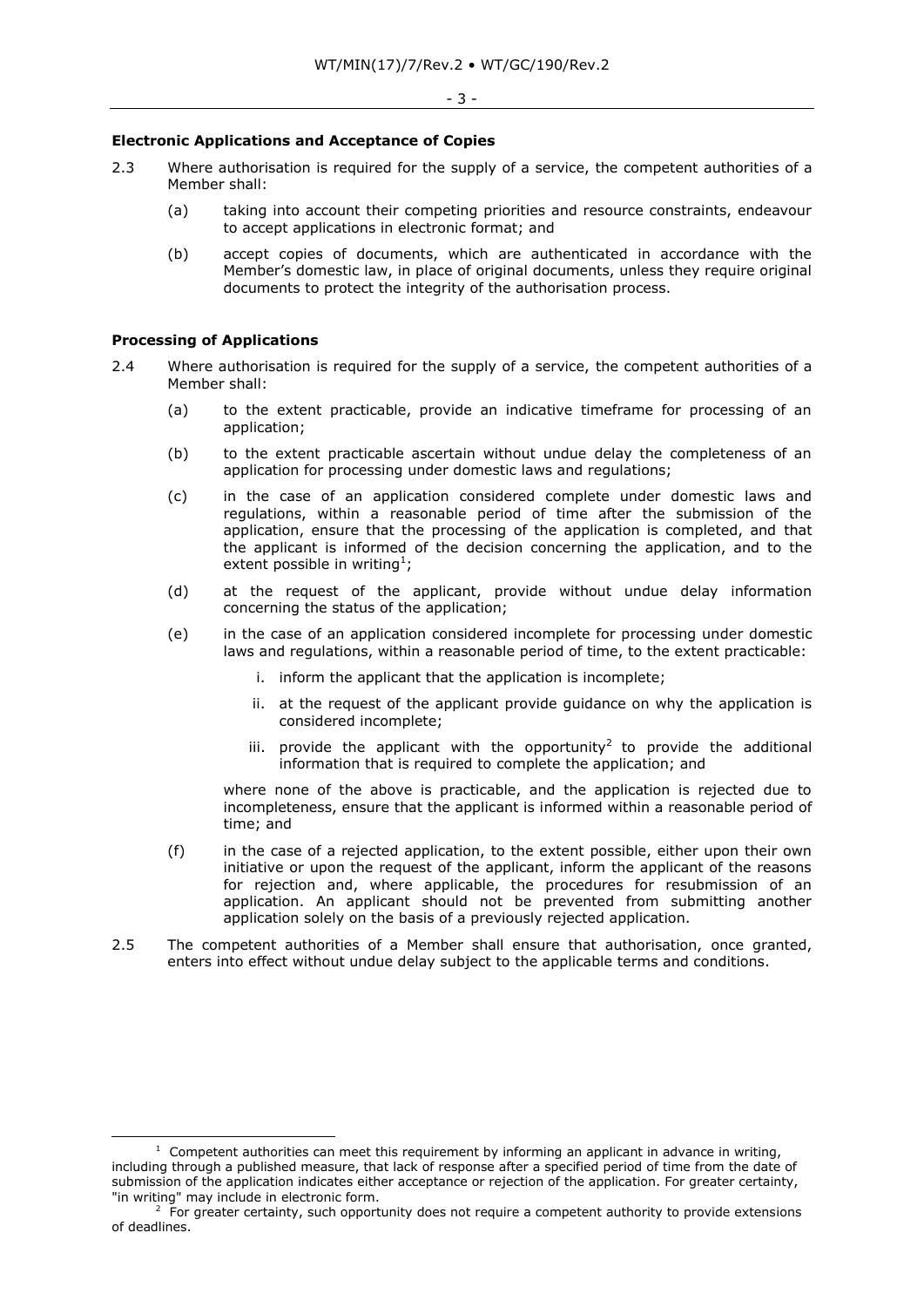**Electronic Applications and Acceptance of Copies**

2.3 Where authorisation is required for the supply of a service, the competent authorities of a Member shall:

(a) taking into account their competing priorities and resource constraints, endeavour to accept applications in electronic format; and

(b) accept copies of documents, which are authenticated in accordance with the Member's domestic law, in place of original documents, unless they require original documents to protect the integrity of the authorisation process.

**Processing of Applications**

2.4 Where authorisation is required for the supply of a service, the competent authorities of a Member shall:

(a) to the extent practicable, provide an indicative timeframe for processing of an application;

(b) to the extent practicable ascertain without undue delay the completeness of an application for processing under domestic laws and regulations;

(c) in the case of an application considered complete under domestic laws and regulations, within a reasonable period of time after the submission of the application, ensure that the processing of the application is completed, and that the applicant is informed of the decision concerning the application, and to the extent possible in writing[1];

(d) at the request of the applicant, provide without undue delay information concerning the status of the application;

(e) in the case of an application considered incomplete for processing under domestic laws and regulations, within a reasonable period of time, to the extent practicable:

i. inform the applicant that the application is incomplete;

ii. at the request of the applicant provide guidance on why the application is considered incomplete;

iii. provide the applicant with the opportunity[2] to provide the additional information that is required to complete the application; and

where none of the above is practicable, and the application is rejected due to incompleteness, ensure that the applicant is informed within a reasonable period of time; and

(f) in the case of a rejected application, to the extent possible, either upon their own initiative or upon the request of the applicant, inform the applicant of the reasons for rejection and, where applicable, the procedures for resubmission of an application. An applicant should not be prevented from submitting another application solely on the basis of a previously rejected application.

2.5 The competent authorities of a Member shall ensure that authorisation, once granted, enters into effect without undue delay subject to the applicable terms and conditions.

---

[1] Competent authorities can meet this requirement by informing an applicant in advance in writing, including through a published measure, that lack of response after a specified period of time from the date of submission of the application indicates either acceptance or rejection of the application. For greater certainty, "in writing" may include in electronic form.

[2] For greater certainty, such opportunity does not require a competent authority to provide extensions of deadlines.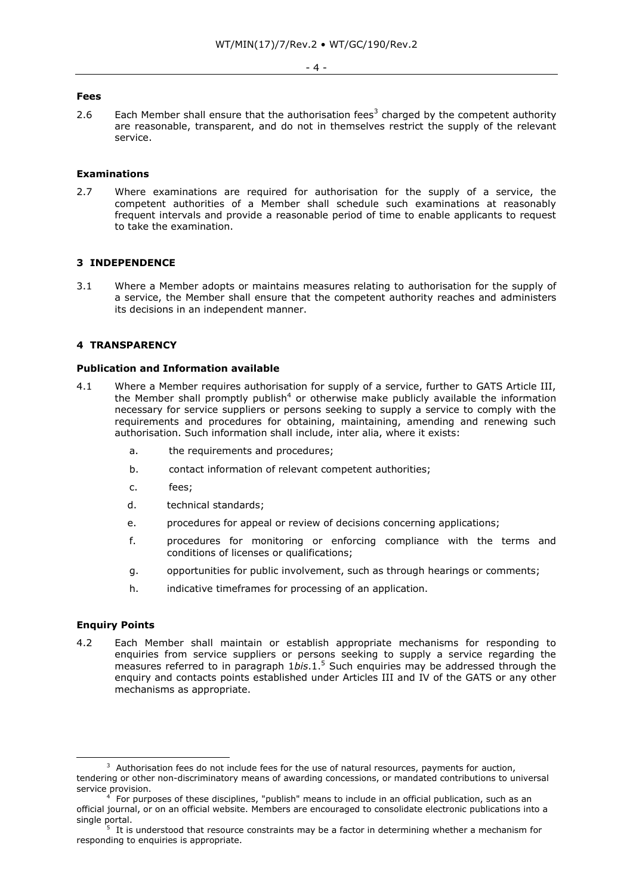**Fees**

2.6 Each Member shall ensure that the authorisation fees[3] charged by the competent authority are reasonable, transparent, and do not in themselves restrict the supply of the relevant service.

**Examinations**

2.7 Where examinations are required for authorisation for the supply of a service, the competent authorities of a Member shall schedule such examinations at reasonably frequent intervals and provide a reasonable period of time to enable applicants to request to take the examination.

## 3 INDEPENDENCE

3.1 Where a Member adopts or maintains measures relating to authorisation for the supply of a service, the Member shall ensure that the competent authority reaches and administers its decisions in an independent manner.

## 4 TRANSPARENCY

**Publication and Information available**

4.1 Where a Member requires authorisation for supply of a service, further to GATS Article III, the Member shall promptly publish[4] or otherwise make publicly available the information necessary for service suppliers or persons seeking to supply a service to comply with the requirements and procedures for obtaining, maintaining, amending and renewing such authorisation. Such information shall include, inter alia, where it exists:

a. the requirements and procedures;

b. contact information of relevant competent authorities;

c. fees;

d. technical standards;

e. procedures for appeal or review of decisions concerning applications;

f. procedures for monitoring or enforcing compliance with the terms and conditions of licenses or qualifications;

g. opportunities for public involvement, such as through hearings or comments;

h. indicative timeframes for processing of an application.

**Enquiry Points**

4.2 Each Member shall maintain or establish appropriate mechanisms for responding to enquiries from service suppliers or persons seeking to supply a service regarding the measures referred to in paragraph 1*bis*.1.[5] Such enquiries may be addressed through the enquiry and contacts points established under Articles III and IV of the GATS or any other mechanisms as appropriate.

---

[3] Authorisation fees do not include fees for the use of natural resources, payments for auction, tendering or other non-discriminatory means of awarding concessions, or mandated contributions to universal service provision.

[4] For purposes of these disciplines, "publish" means to include in an official publication, such as an official journal, or on an official website. Members are encouraged to consolidate electronic publications into a single portal.

[5] It is understood that resource constraints may be a factor in determining whether a mechanism for responding to enquiries is appropriate.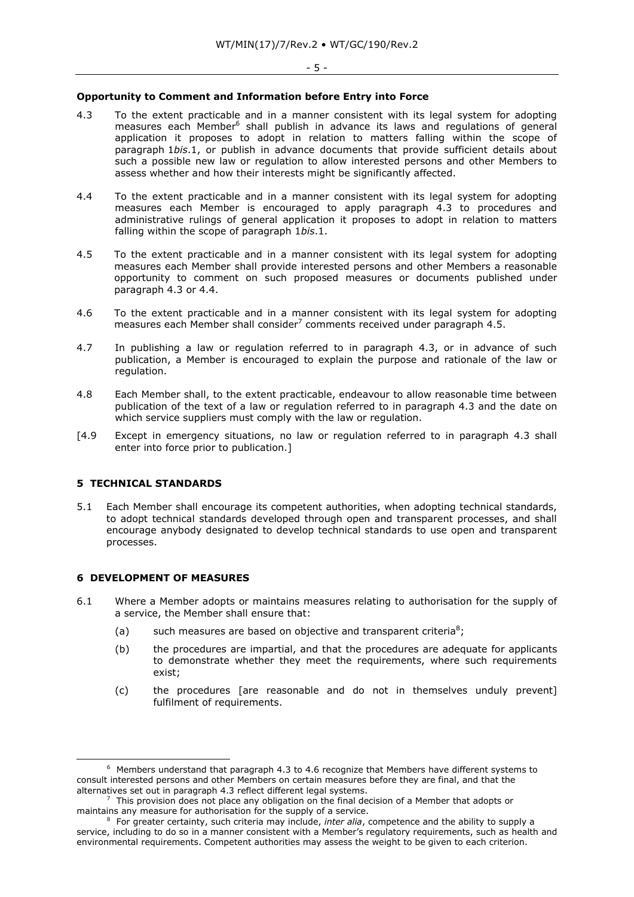**Opportunity to Comment and Information before Entry into Force**

4.3 To the extent practicable and in a manner consistent with its legal system for adopting measures each Member[6] shall publish in advance its laws and regulations of general application it proposes to adopt in relation to matters falling within the scope of paragraph 1*bis*.1, or publish in advance documents that provide sufficient details about such a possible new law or regulation to allow interested persons and other Members to assess whether and how their interests might be significantly affected.

4.4 To the extent practicable and in a manner consistent with its legal system for adopting measures each Member is encouraged to apply paragraph 4.3 to procedures and administrative rulings of general application it proposes to adopt in relation to matters falling within the scope of paragraph 1*bis*.1.

4.5 To the extent practicable and in a manner consistent with its legal system for adopting measures each Member shall provide interested persons and other Members a reasonable opportunity to comment on such proposed measures or documents published under paragraph 4.3 or 4.4.

4.6 To the extent practicable and in a manner consistent with its legal system for adopting measures each Member shall consider[7] comments received under paragraph 4.5.

4.7 In publishing a law or regulation referred to in paragraph 4.3, or in advance of such publication, a Member is encouraged to explain the purpose and rationale of the law or regulation.

4.8 Each Member shall, to the extent practicable, endeavour to allow reasonable time between publication of the text of a law or regulation referred to in paragraph 4.3 and the date on which service suppliers must comply with the law or regulation.

[4.9 Except in emergency situations, no law or regulation referred to in paragraph 4.3 shall enter into force prior to publication.]

## 5 TECHNICAL STANDARDS

5.1 Each Member shall encourage its competent authorities, when adopting technical standards, to adopt technical standards developed through open and transparent processes, and shall encourage anybody designated to develop technical standards to use open and transparent processes.

## 6 DEVELOPMENT OF MEASURES

6.1 Where a Member adopts or maintains measures relating to authorisation for the supply of a service, the Member shall ensure that:

(a) such measures are based on objective and transparent criteria[8];

(b) the procedures are impartial, and that the procedures are adequate for applicants to demonstrate whether they meet the requirements, where such requirements exist;

(c) the procedures [are reasonable and do not in themselves unduly prevent] fulfilment of requirements.

---

[6] Members understand that paragraph 4.3 to 4.6 recognize that Members have different systems to consult interested persons and other Members on certain measures before they are final, and that the alternatives set out in paragraph 4.3 reflect different legal systems.

[7] This provision does not place any obligation on the final decision of a Member that adopts or maintains any measure for authorisation for the supply of a service.

[8] For greater certainty, such criteria may include, *inter alia*, competence and the ability to supply a service, including to do so in a manner consistent with a Member's regulatory requirements, such as health and environmental requirements. Competent authorities may assess the weight to be given to each criterion.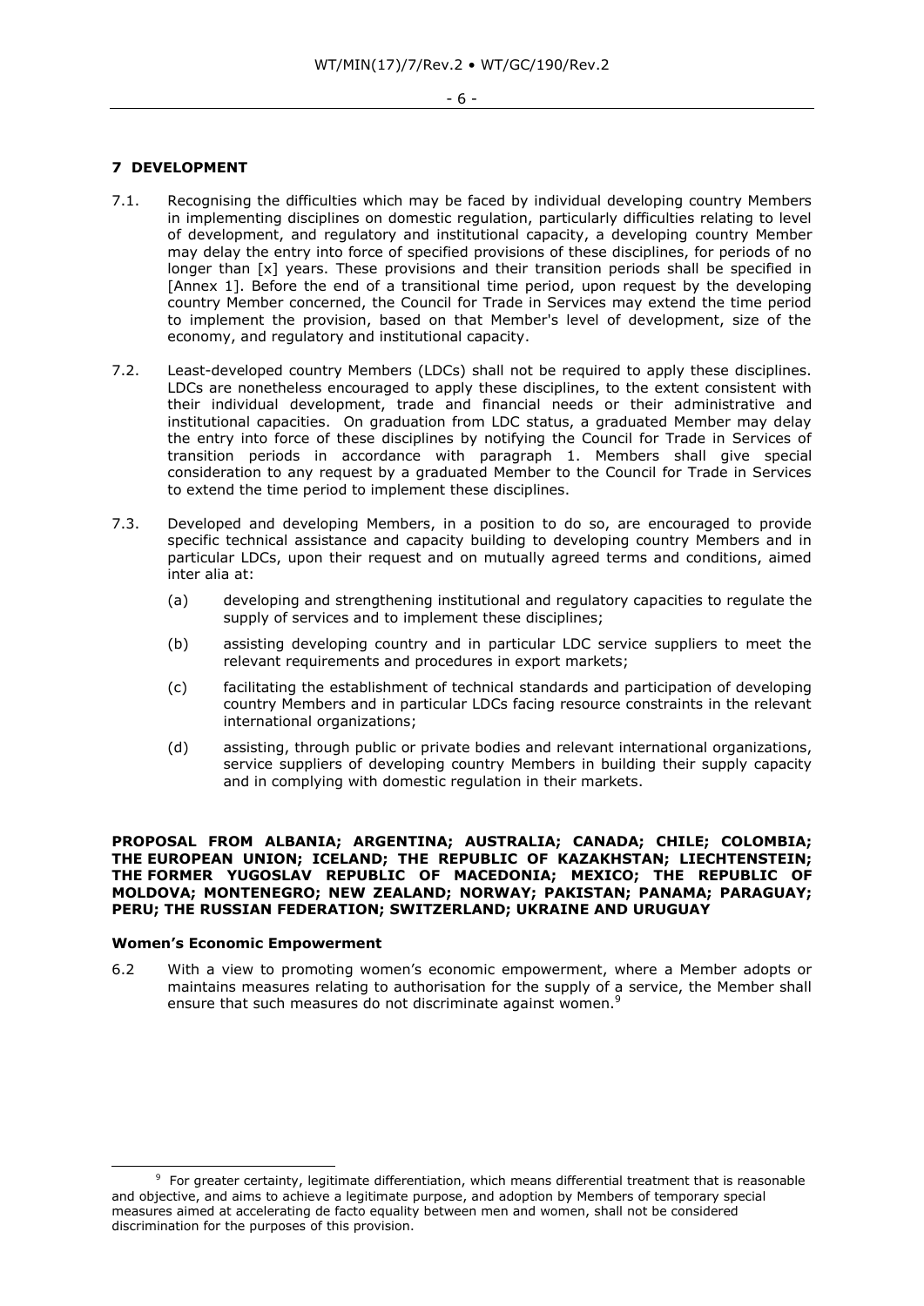## 7 DEVELOPMENT

7.1. Recognising the difficulties which may be faced by individual developing country Members in implementing disciplines on domestic regulation, particularly difficulties relating to level of development, and regulatory and institutional capacity, a developing country Member may delay the entry into force of specified provisions of these disciplines, for periods of no longer than [x] years. These provisions and their transition periods shall be specified in [Annex 1]. Before the end of a transitional time period, upon request by the developing country Member concerned, the Council for Trade in Services may extend the time period to implement the provision, based on that Member's level of development, size of the economy, and regulatory and institutional capacity.

7.2. Least-developed country Members (LDCs) shall not be required to apply these disciplines. LDCs are nonetheless encouraged to apply these disciplines, to the extent consistent with their individual development, trade and financial needs or their administrative and institutional capacities. On graduation from LDC status, a graduated Member may delay the entry into force of these disciplines by notifying the Council for Trade in Services of transition periods in accordance with paragraph 1. Members shall give special consideration to any request by a graduated Member to the Council for Trade in Services to extend the time period to implement these disciplines.

7.3. Developed and developing Members, in a position to do so, are encouraged to provide specific technical assistance and capacity building to developing country Members and in particular LDCs, upon their request and on mutually agreed terms and conditions, aimed inter alia at:

(a) developing and strengthening institutional and regulatory capacities to regulate the supply of services and to implement these disciplines;

(b) assisting developing country and in particular LDC service suppliers to meet the relevant requirements and procedures in export markets;

(c) facilitating the establishment of technical standards and participation of developing country Members and in particular LDCs facing resource constraints in the relevant international organizations;

(d) assisting, through public or private bodies and relevant international organizations, service suppliers of developing country Members in building their supply capacity and in complying with domestic regulation in their markets.

**PROPOSAL FROM ALBANIA; ARGENTINA; AUSTRALIA; CANADA; CHILE; COLOMBIA; THE EUROPEAN UNION; ICELAND; THE REPUBLIC OF KAZAKHSTAN; LIECHTENSTEIN; THE FORMER YUGOSLAV REPUBLIC OF MACEDONIA; MEXICO; THE REPUBLIC OF MOLDOVA; MONTENEGRO; NEW ZEALAND; NORWAY; PAKISTAN; PANAMA; PARAGUAY; PERU; THE RUSSIAN FEDERATION; SWITZERLAND; UKRAINE AND URUGUAY**

**Women's Economic Empowerment**

6.2 With a view to promoting women's economic empowerment, where a Member adopts or maintains measures relating to authorisation for the supply of a service, the Member shall ensure that such measures do not discriminate against women.[9]

[9] For greater certainty, legitimate differentiation, which means differential treatment that is reasonable and objective, and aims to achieve a legitimate purpose, and adoption by Members of temporary special measures aimed at accelerating de facto equality between men and women, shall not be considered discrimination for the purposes of this provision.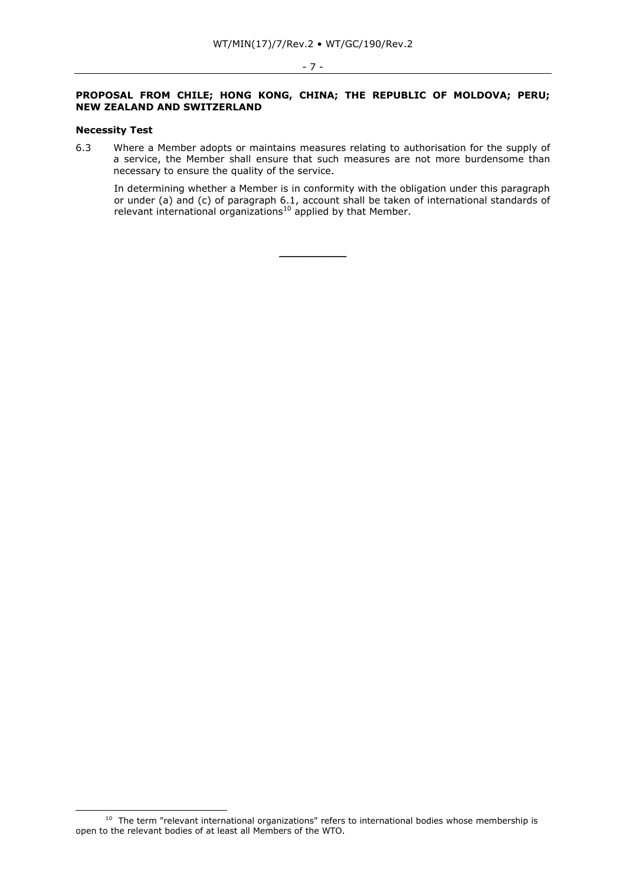**PROPOSAL FROM CHILE; HONG KONG, CHINA; THE REPUBLIC OF MOLDOVA; PERU; NEW ZEALAND AND SWITZERLAND**

**Necessity Test**

6.3 Where a Member adopts or maintains measures relating to authorisation for the supply of a service, the Member shall ensure that such measures are not more burdensome than necessary to ensure the quality of the service.

In determining whether a Member is in conformity with the obligation under this paragraph or under (a) and (c) of paragraph 6.1, account shall be taken of international standards of relevant international organizations[10] applied by that Member.

__________

[10] The term "relevant international organizations" refers to international bodies whose membership is open to the relevant bodies of at least all Members of the WTO.